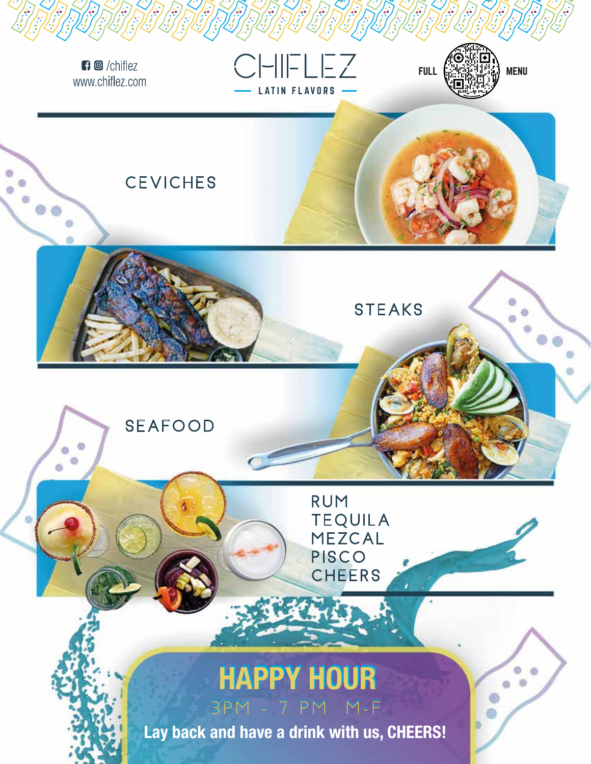/chiflez
www.chiflez.com

# CHIFLEZ

LATIN FLAVORS

FULL MENU

## CEVICHES

## STEAKS

## SEAFOOD

RUM
TEQUILA
MEZCAL
PISCO
CHEERS

## HAPPY HOUR

3PM - 7 PM M-F

**Lay back and have a drink with us, CHEERS!**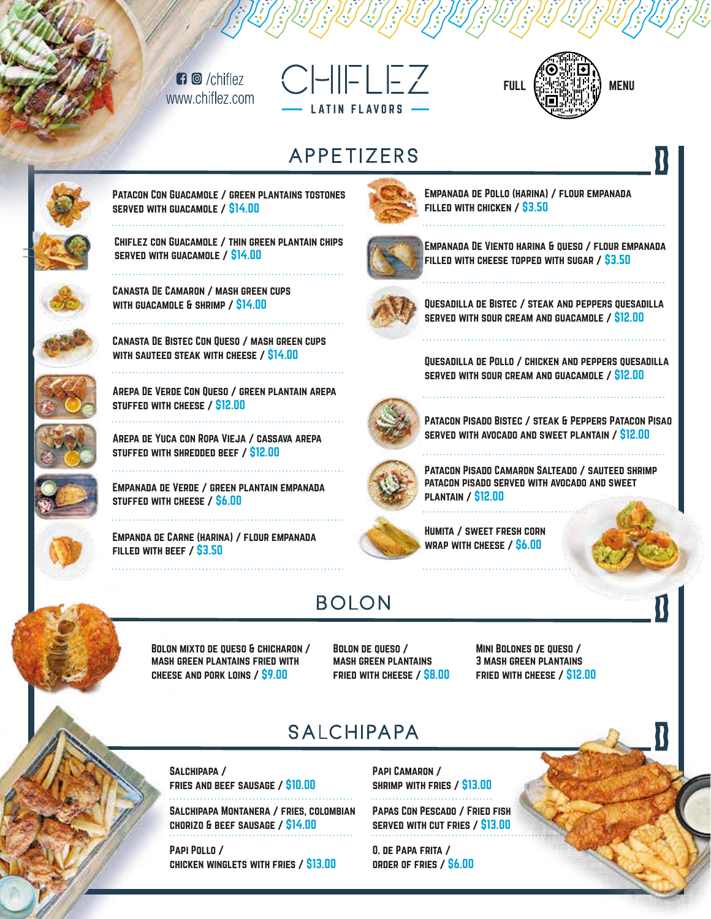/chiflez
www.chiflez.com

# CHIFLEZ

LATIN FLAVORS

FULL MENU

## APPETIZERS

**Patacon Con Guacamole** / Green plantains tostones served with guacamole / $14.00

**Chiflez con Guacamole** / Thin green plantain chips served with guacamole / $14.00

**Canasta De Camaron** / Mash green cups with guacamole & shrimp / $14.00

**Canasta De Bistec Con Queso** / Mash green cups with sauteed steak with cheese / $14.00

**Arepa De Verde Con Queso** / Green plantain arepa stuffed with cheese / $12.00

**Arepa De Yuca con Ropa Vieja** / Cassava arepa stuffed with shredded beef / $12.00

**Empanada De Verde** / Green plantain empanada stuffed with cheese / $6.00

**Empanda De Carne (Harina)** / Flour empanada filled with beef / $3.50

**Empanada de Pollo (Harina)** / Flour empanada filled with chicken / $3.50

**Empanada De Viento Harina & Queso** / Flour empanada filled with cheese topped with sugar / $3.50

**Quesadilla de Bistec** / Steak and peppers quesadilla served with sour cream and guacamole / $12.00

**Quesadilla de Pollo** / Chicken and peppers quesadilla served with sour cream and guacamole / $12.00

**Patacon Pisado Bistec** / Steak & peppers patacon pisao served with avocado and sweet plantain / $12.00

**Patacon Pisado Camaron Salteado** / Sauted shrimp patacon pisado served with avocado and sweet plantain / $12.00

**Humita** / Sweet fresh corn wrap with cheese / $6.00

## BOLON

**Bolon Mixto de Queso & Chicharon** / Mash green plantains fried with cheese and pork loins / $9.00

**Bolon de Queso** / Mash green plantains fried with cheese / $8.00

**Mini Bolones de Queso** / 3 mash green plantains fried with cheese / $12.00

## SALCHIPAPA

**Salchipapa** / Fries and beef sausage / $10.00

**Salchipapa Montanera** / Fries, colombian chorizo & beef sausage / $14.00

**Papi Pollo** / Chicken winglets with fries / $13.00

**Papi Camaron** / Shrimp with fries / $13.00

**Papas Con Pescado** / Fried fish served with cut fries / $13.00

**O. de Papa Frita** / Order of fries / $6.00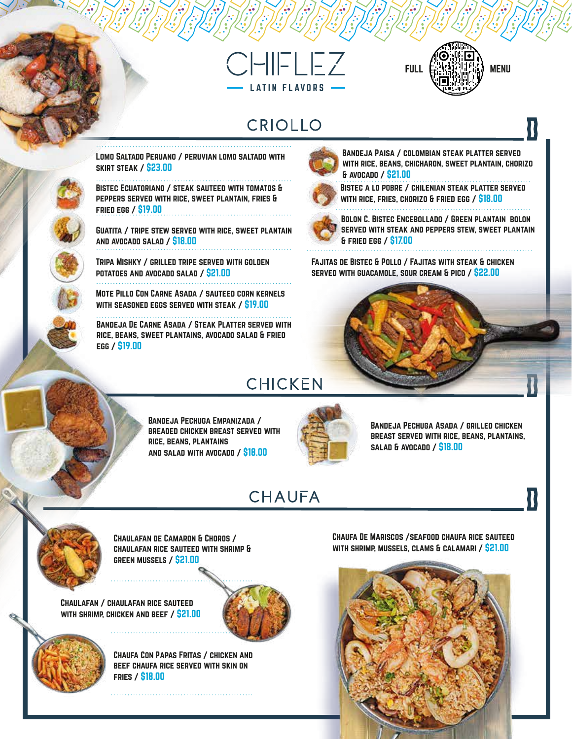# CHIFLEZ

LATIN FLAVORS

FULL MENU

## CRIOLLO

**Lomo Saltado Peruano** / Peruvian lomo saltado with skirt steak / $23.00

**Bistec Ecuatoriano** / Steak sauteed with tomatos & peppers served with rice, sweet plantain, fries & fried egg / $19.00

**Guatita** / Tripe stew served with rice, sweet plantain and avocado salad / $18.00

**Tripa Mishky** / Grilled tripe served with golden potatoes and avocado salad / $21.00

**Mote Pillo Con Carne Asada** / Sauteed corn kernels with seasoned eggs served with steak / $19.00

**Bandeja De Carne Asada** / Steak platter served with rice, beans, sweet plantains, avocado salad & fried egg / $19.00

**Bandeja Paisa** / Colombian steak platter served with rice, beans, chicharon, sweet plantain, chorizo & avocado / $21.00

**Bistec a lo Pobre** / Chilenian steak platter served with rice, fries, chorizo & fried egg / $18.00

**Bolon C. Bistec Encebollado** / Green plantain bolon served with steak and peppers stew, sweet plantain & fried egg / $17.00

**Fajitas de Bistec & Pollo** / Fajitas with steak & chicken served with guacamole, sour cream & pico / $22.00

## CHICKEN

**Bandeja Pechuga Empanizada** / Breaded chicken breast served with rice, beans, plantains and salad with avocado / $18.00

**Bandeja Pechuga Asada** / Grilled chicken breast served with rice, beans, plantains, salad & avocado / $18.00

## CHAUFA

**Chaulafan de Camaron & Choros** / Chaulafan rice sauteed with shrimp & green mussels / $21.00

**Chaulafan** / Chaulafan rice sauteed with shrimp, chicken and beef / $21.00

**Chaufa Con Papas Fritas** / Chicken and beef chaufa rice served with skin on fries / $18.00

**Chaufa De Mariscos** / Seafood chaufa rice sauteed with shrimp, mussels, clams & calamari / $21.00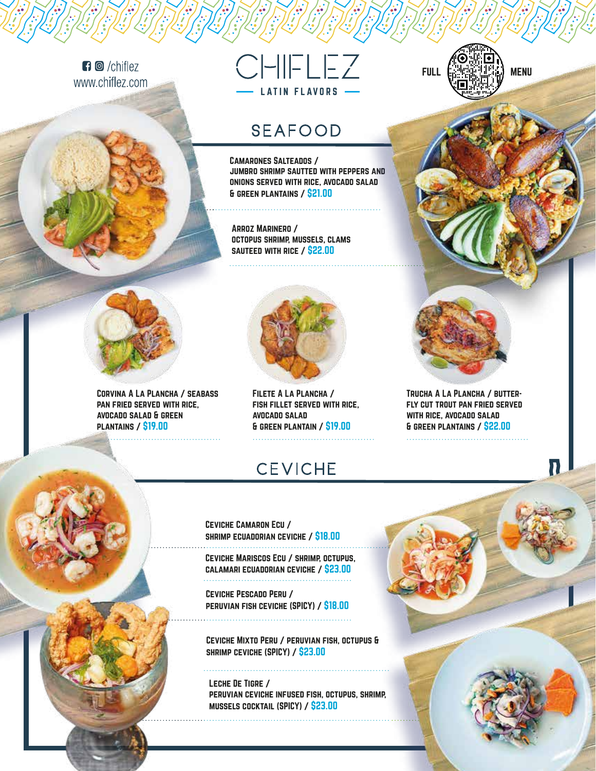/chiflez
www.chiflez.com

# CHIFLEZ

LATIN FLAVORS

FULL MENU

## SEAFOOD

**Camarones Salteados /**
Jumbro shrimp sautted with peppers and onions served with rice, avocado salad & green plantains / **$21.00**

**Arroz Marinero /**
Octopus shrimp, mussels, clams sauteed with rice / **$22.00**

**Corvina A La Plancha /** Seabass pan fried served with rice, avocado salad & green plantains / **$19.00**

**Filete A La Plancha /**
Fish fillet served with rice, avocado salad & green plantain / **$19.00**

**Trucha A La Plancha /** Butter-fly cut trout pan fried served with rice, avocado salad & green plantains / **$22.00**

## CEVICHE

**Ceviche Camaron Ecu /**
Shrimp Ecuadorian ceviche / **$18.00**

**Ceviche Mariscos Ecu /** Shrimp, octupus, calamari Ecuadorian ceviche / **$23.00**

**Ceviche Pescado Peru /**
Peruvian fish ceviche (spicy) / **$18.00**

**Ceviche Mixto Peru /** Peruvian fish, octupus & shrimp ceviche (spicy) / **$23.00**

**Leche De Tigre /**
Peruvian ceviche infused fish, octupus, shrimp, mussels cocktail (spicy) / **$23.00**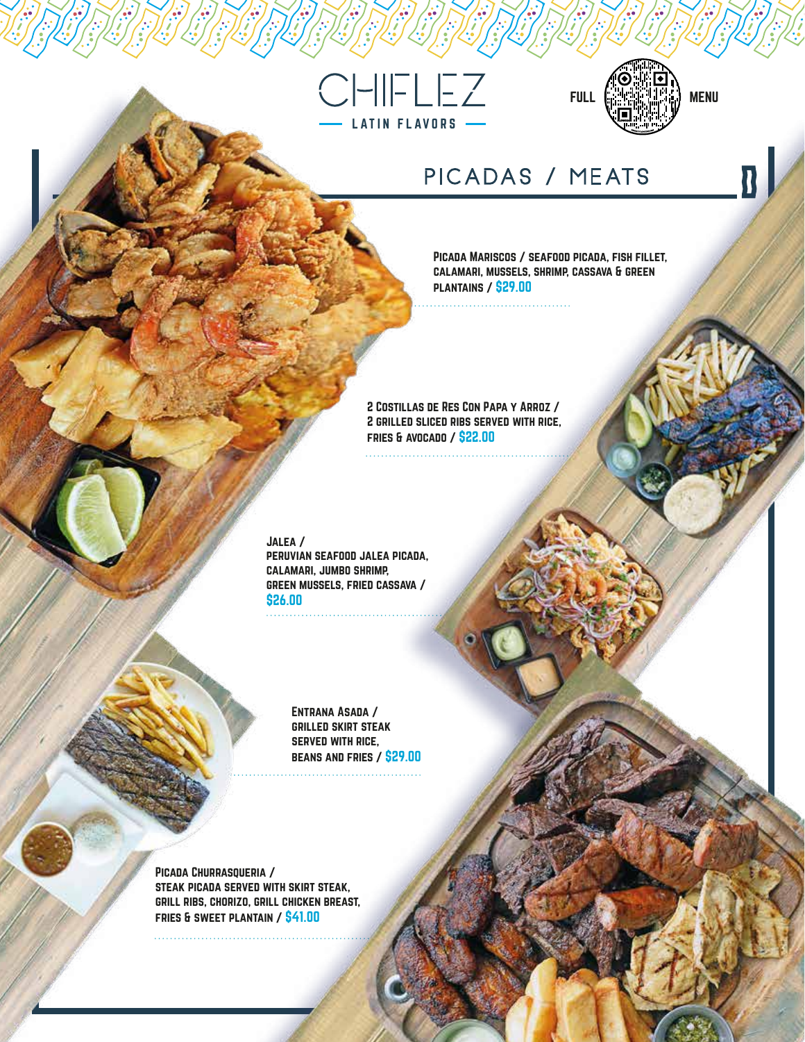# CHIFLEZ

LATIN FLAVORS

FULL MENU

## PICADAS / MEATS

**Picada Mariscos / Seafood Picada, Fish Fillet, Calamari, Mussels, Shrimp, Cassava & Green Plantains / $29.00**

**2 Costillas de Res Con Papa y Arroz / 2 Grilled Sliced Ribs Served with Rice, Fries & Avocado / $22.00**

**Jalea / Peruvian Seafood Jalea Picada, Calamari, Jumbo Shrimp, Green Mussels, Fried Cassava / $26.00**

**Entrana Asada / Grilled Skirt Steak Served with Rice, Beans and Fries / $29.00**

**Picada Churrasqueria / Steak Picada Served with Skirt Steak, Grill Ribs, Chorizo, Grill Chicken Breast, Fries & Sweet Plantain / $41.00**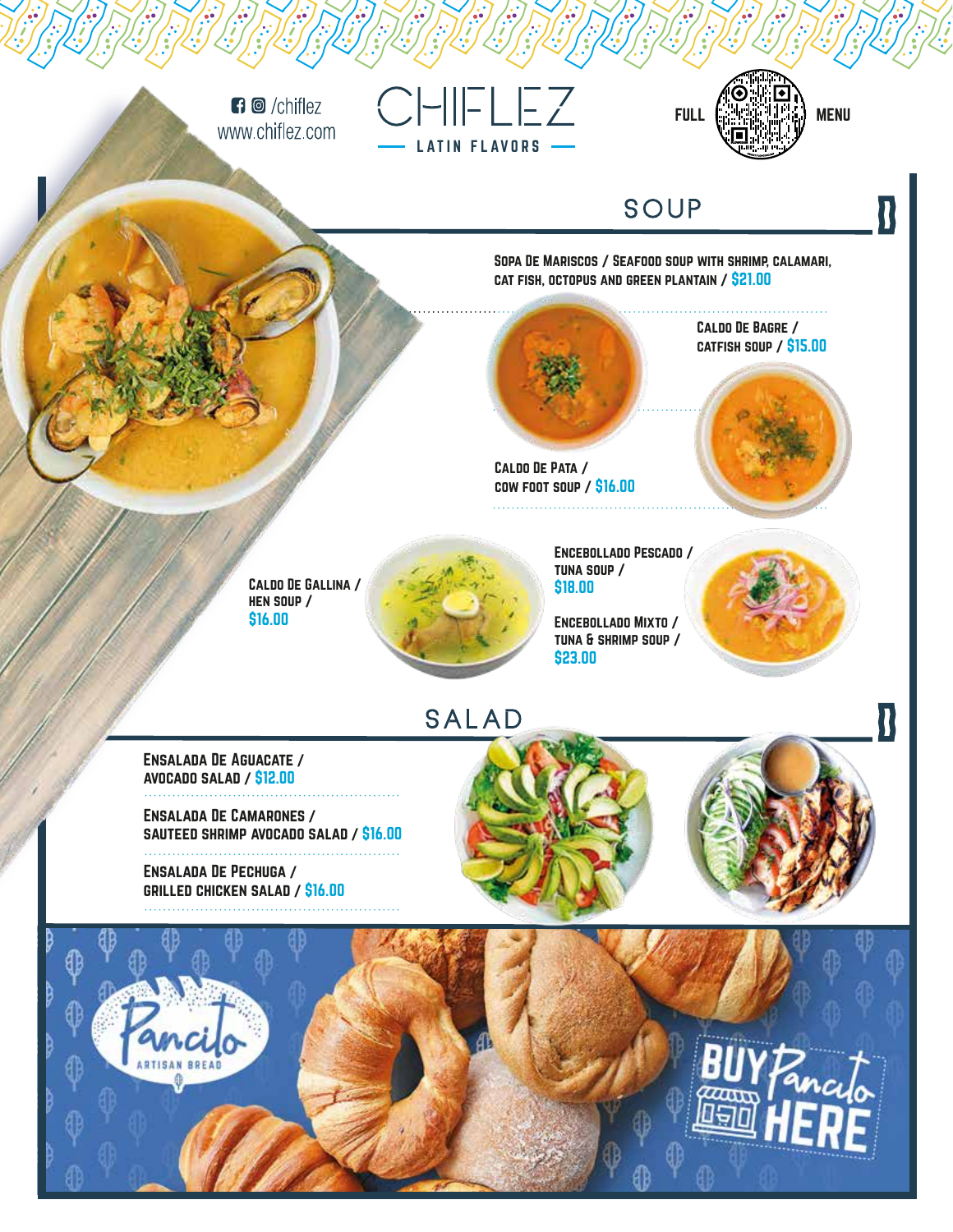/chiflez
www.chiflez.com

# CHIFLEZ

LATIN FLAVORS

FULL MENU

## SOUP

Sopa De Mariscos / Seafood soup with shrimp, calamari, cat fish, octopus and green plantain / $21.00

Caldo De Bagre / catfish soup / $15.00

Caldo De Pata / cow foot soup / $16.00

Caldo De Gallina / hen soup / $16.00

Encebollado Pescado / tuna soup / $18.00

Encebollado Mixto / tuna & shrimp soup / $23.00

## SALAD

Ensalada De Aguacate / avocado salad / $12.00

Ensalada De Camarones / sauteed shrimp avocado salad / $16.00

Ensalada De Pechuga / grilled chicken salad / $16.00

Pancito
ARTISAN BREAD

BUY Pancito HERE